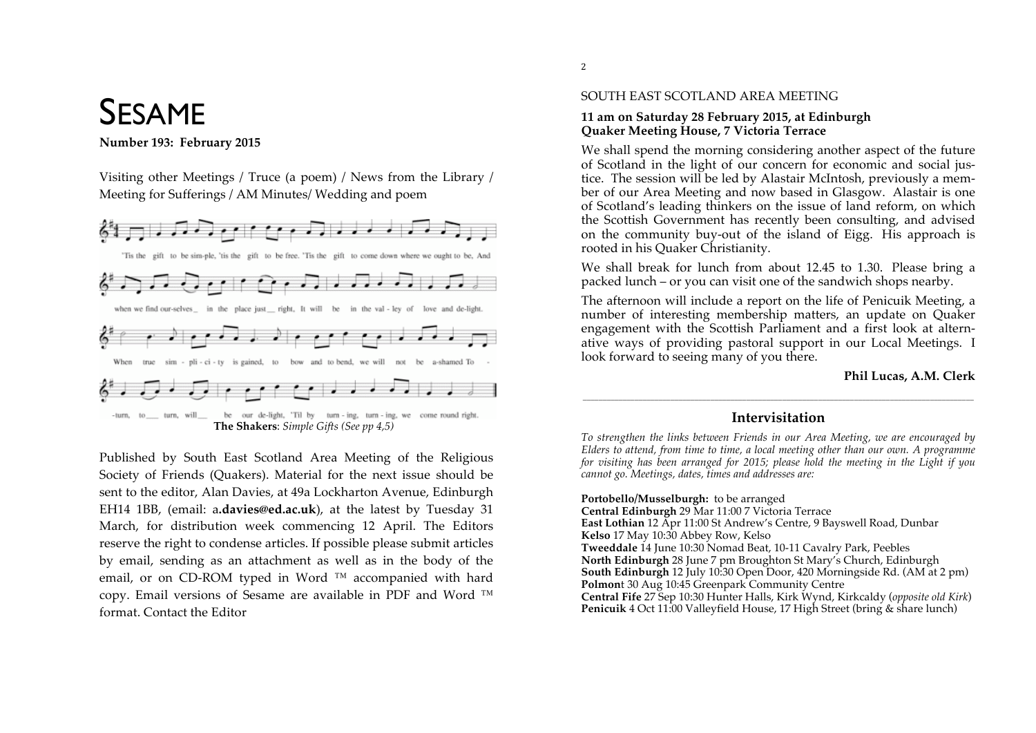# SESAME

**Number 193: February 2015**

Visiting other Meetings / Truce (a poem) / News from the Library / Meeting for Sufferings / AM Minutes/ Wedding and poem

'Tis the gift to be sim-ple, 'tis the gift to be free. 'Tis the gift to come down where we ought to be, And when we find our-selves in the place just right, It will be in the val-ley of love and de-light. When true sim-pli-ci-ty is gained, to bow and to bend, we will not be a-shamed To turn, to turn, will be our de-light, 'Til by turn-ing, turn-ing, we come round right.

**The Shakers**: *Simple Gifts (See pp 4,5)*

Published by South East Scotland Area Meeting of the Religious Society of Friends (Quakers). Material for the next issue should be sent to the editor, Alan Davies, at 49a Lockharton Avenue, Edinburgh EH14 1BB, (email: a**.davies@ed.ac.uk**), at the latest by Tuesday 31 March, for distribution week commencing 12 April. The Editors reserve the right to condense articles. If possible please submit articles by email, sending as an attachment as well as in the body of the email, or on CD-ROM typed in Word ™ accompanied with hard copy. Email versions of Sesame are available in PDF and Word ™ format. Contact the Editor

## SOUTH EAST SCOTLAND AREA MEETING

**11 am on Saturday 28 February 2015, at Edinburgh Quaker Meeting House, 7 Victoria Terrace**

We shall spend the morning considering another aspect of the future of Scotland in the light of our concern for economic and social justice. The session will be led by Alastair McIntosh, previously a member of our Area Meeting and now based in Glasgow. Alastair is one of Scotland's leading thinkers on the issue of land reform, on which the Scottish Government has recently been consulting, and advised on the community buy-out of the island of Eigg. His approach is rooted in his Quaker Christianity.

We shall break for lunch from about 12.45 to 1.30. Please bring a packed lunch – or you can visit one of the sandwich shops nearby.

The afternoon will include a report on the life of Penicuik Meeting, a number of interesting membership matters, an update on Quaker engagement with the Scottish Parliament and a first look at alternative ways of providing pastoral support in our Local Meetings. I look forward to seeing many of you there.

**Phil Lucas, A.M. Clerk**

---

## Intervisitation

*To strengthen the links between Friends in our Area Meeting, we are encouraged by Elders to attend, from time to time, a local meeting other than our own. A programme for visiting has been arranged for 2015; please hold the meeting in the Light if you cannot go. Meetings, dates, times and addresses are:*

**Portobello/Musselburgh:** to be arranged
**Central Edinburgh** 29 Mar 11:00 7 Victoria Terrace
**East Lothian** 12 Apr 11:00 St Andrew's Centre, 9 Bayswell Road, Dunbar
**Kelso** 17 May 10:30 Abbey Row, Kelso
**Tweeddale** 14 June 10:30 Nomad Beat, 10-11 Cavalry Park, Peebles
**North Edinburgh** 28 June 7 pm Broughton St Mary's Church, Edinburgh
**South Edinburgh** 12 July 10:30 Open Door, 420 Morningside Rd. (AM at 2 pm)
**Polmont** 30 Aug 10:45 Greenpark Community Centre
**Central Fife** 27 Sep 10:30 Hunter Halls, Kirk Wynd, Kirkcaldy (*opposite old Kirk*)
**Penicuik** 4 Oct 11:00 Valleyfield House, 17 High Street (bring & share lunch)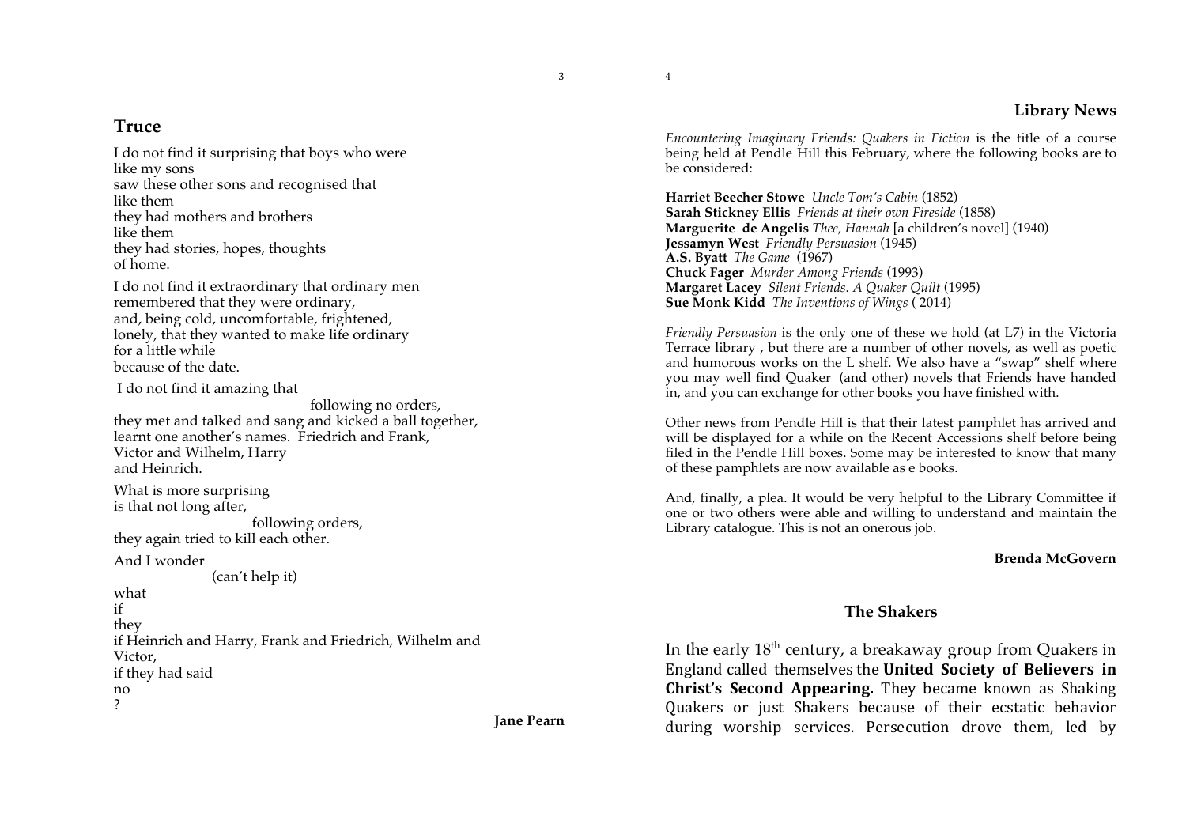## Truce

I do not find it surprising that boys who were
like my sons
saw these other sons and recognised that
like them
they had mothers and brothers
like them
they had stories, hopes, thoughts
of home.

I do not find it extraordinary that ordinary men
remembered that they were ordinary,
and, being cold, uncomfortable, frightened,
lonely, that they wanted to make life ordinary
for a little while
because of the date.

I do not find it amazing that
                    following no orders,
they met and talked and sang and kicked a ball together,
learnt one another's names.  Friedrich and Frank,
Victor and Wilhelm, Harry
and Heinrich.

What is more surprising
is that not long after,
                following orders,
they again tried to kill each other.

And I wonder
        (can't help it)
what
if
they
if Heinrich and Harry, Frank and Friedrich, Wilhelm and Victor,
if they had said
no
?

**Jane Pearn**

## Library News

*Encountering Imaginary Friends: Quakers in Fiction* is the title of a course being held at Pendle Hill this February, where the following books are to be considered:

**Harriet Beecher Stowe** *Uncle Tom's Cabin* (1852)
**Sarah Stickney Ellis** *Friends at their own Fireside* (1858)
**Marguerite de Angelis** *Thee, Hannah* [a children's novel] (1940)
**Jessamyn West** *Friendly Persuasion* (1945)
**A.S. Byatt** *The Game* (1967)
**Chuck Fager** *Murder Among Friends* (1993)
**Margaret Lacey** *Silent Friends. A Quaker Quilt* (1995)
**Sue Monk Kidd** *The Inventions of Wings* ( 2014)

*Friendly Persuasion* is the only one of these we hold (at L7) in the Victoria Terrace library , but there are a number of other novels, as well as poetic and humorous works on the L shelf. We also have a "swap" shelf where you may well find Quaker (and other) novels that Friends have handed in, and you can exchange for other books you have finished with.

Other news from Pendle Hill is that their latest pamphlet has arrived and will be displayed for a while on the Recent Accessions shelf before being filed in the Pendle Hill boxes. Some may be interested to know that many of these pamphlets are now available as e books.

And, finally, a plea. It would be very helpful to the Library Committee if one or two others were able and willing to understand and maintain the Library catalogue. This is not an onerous job.

**Brenda McGovern**

## The Shakers

In the early 18th century, a breakaway group from Quakers in England called themselves the **United Society of Believers in Christ's Second Appearing.** They became known as Shaking Quakers or just Shakers because of their ecstatic behavior during worship services. Persecution drove them, led by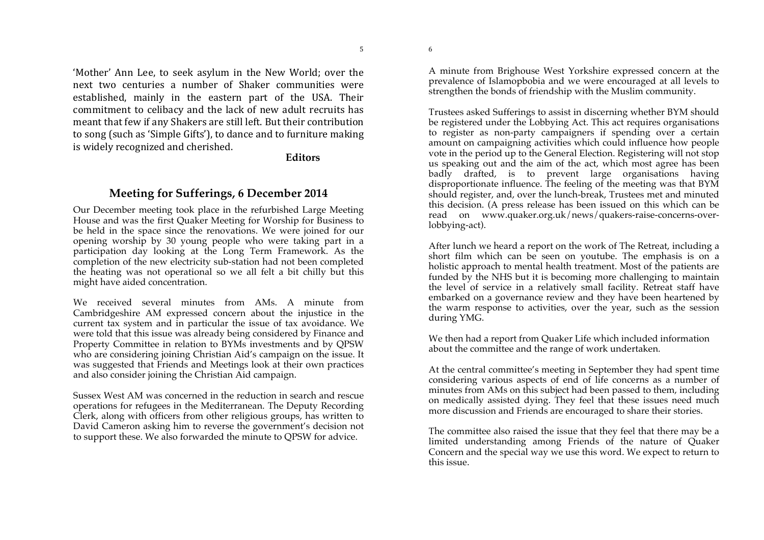'Mother' Ann Lee, to seek asylum in the New World; over the next two centuries a number of Shaker communities were established, mainly in the eastern part of the USA. Their commitment to celibacy and the lack of new adult recruits has meant that few if any Shakers are still left. But their contribution to song (such as 'Simple Gifts'), to dance and to furniture making is widely recognized and cherished.

**Editors**

## Meeting for Sufferings, 6 December 2014

Our December meeting took place in the refurbished Large Meeting House and was the first Quaker Meeting for Worship for Business to be held in the space since the renovations. We were joined for our opening worship by 30 young people who were taking part in a participation day looking at the Long Term Framework. As the completion of the new electricity sub-station had not been completed the heating was not operational so we all felt a bit chilly but this might have aided concentration.

We received several minutes from AMs. A minute from Cambridgeshire AM expressed concern about the injustice in the current tax system and in particular the issue of tax avoidance. We were told that this issue was already being considered by Finance and Property Committee in relation to BYMs investments and by QPSW who are considering joining Christian Aid's campaign on the issue. It was suggested that Friends and Meetings look at their own practices and also consider joining the Christian Aid campaign.

Sussex West AM was concerned in the reduction in search and rescue operations for refugees in the Mediterranean. The Deputy Recording Clerk, along with officers from other religious groups, has written to David Cameron asking him to reverse the government's decision not to support these. We also forwarded the minute to QPSW for advice.

A minute from Brighouse West Yorkshire expressed concern at the prevalence of Islamopbobia and we were encouraged at all levels to strengthen the bonds of friendship with the Muslim community.

Trustees asked Sufferings to assist in discerning whether BYM should be registered under the Lobbying Act. This act requires organisations to register as non-party campaigners if spending over a certain amount on campaigning activities which could influence how people vote in the period up to the General Election. Registering will not stop us speaking out and the aim of the act, which most agree has been badly drafted, is to prevent large organisations having disproportionate influence. The feeling of the meeting was that BYM should register, and, over the lunch-break, Trustees met and minuted this decision. (A press release has been issued on this which can be read on www.quaker.org.uk/news/quakers-raise-concerns-over-lobbying-act).

After lunch we heard a report on the work of The Retreat, including a short film which can be seen on youtube. The emphasis is on a holistic approach to mental health treatment. Most of the patients are funded by the NHS but it is becoming more challenging to maintain the level of service in a relatively small facility. Retreat staff have embarked on a governance review and they have been heartened by the warm response to activities, over the year, such as the session during YMG.

We then had a report from Quaker Life which included information about the committee and the range of work undertaken.

At the central committee's meeting in September they had spent time considering various aspects of end of life concerns as a number of minutes from AMs on this subject had been passed to them, including on medically assisted dying. They feel that these issues need much more discussion and Friends are encouraged to share their stories.

The committee also raised the issue that they feel that there may be a limited understanding among Friends of the nature of Quaker Concern and the special way we use this word. We expect to return to this issue.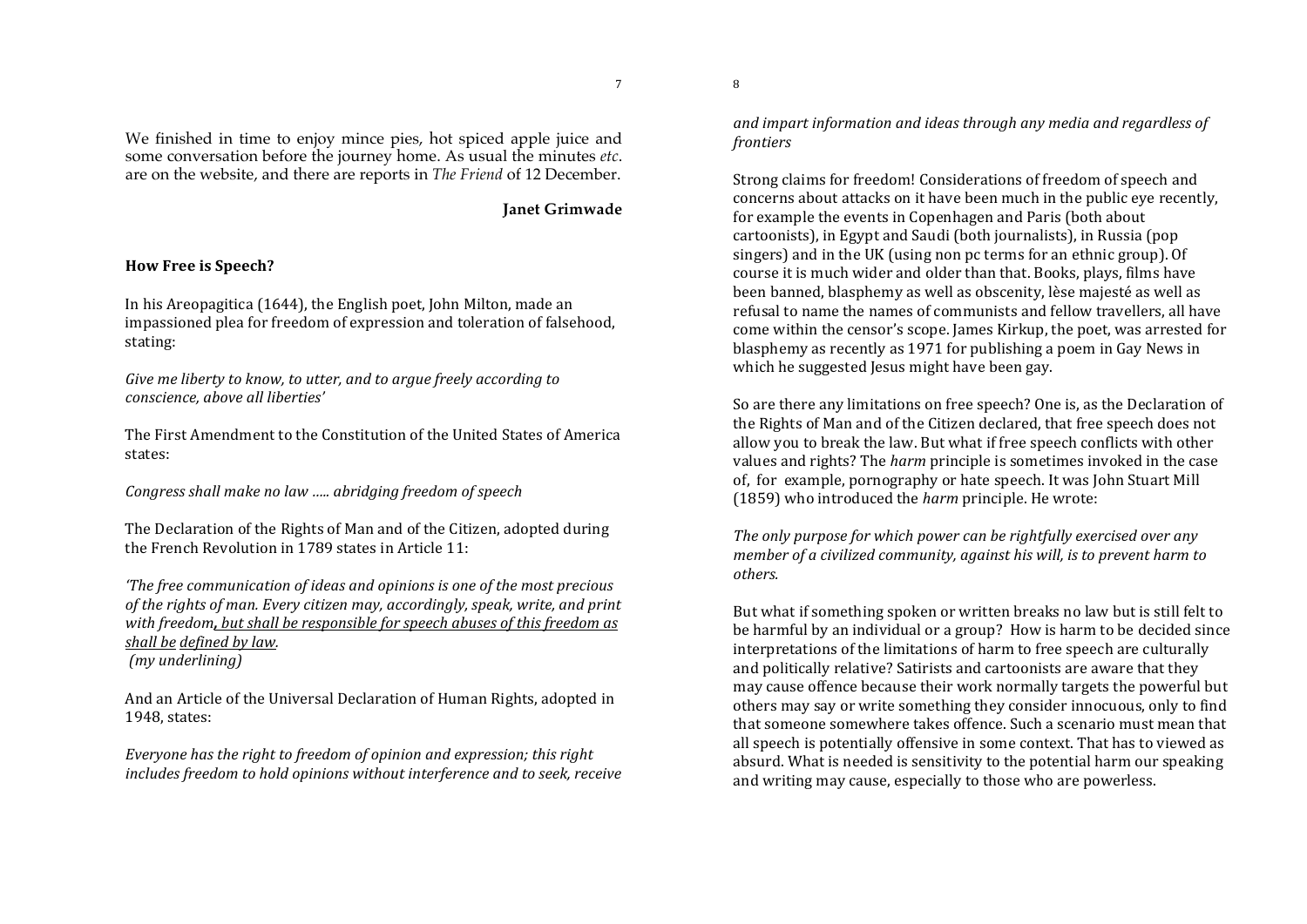We finished in time to enjoy mince pies, hot spiced apple juice and some conversation before the journey home. As usual the minutes *etc*. are on the website, and there are reports in *The Friend* of 12 December.

**Janet Grimwade**

## How Free is Speech?

In his Areopagitica (1644), the English poet, John Milton, made an impassioned plea for freedom of expression and toleration of falsehood, stating:

*Give me liberty to know, to utter, and to argue freely according to conscience, above all liberties'*

The First Amendment to the Constitution of the United States of America states:

*Congress shall make no law ….. abridging freedom of speech*

The Declaration of the Rights of Man and of the Citizen, adopted during the French Revolution in 1789 states in Article 11:

*'The free communication of ideas and opinions is one of the most precious of the rights of man. Every citizen may, accordingly, speak, write, and print with freedom, but shall be responsible for speech abuses of this freedom as shall be defined by law.*
*(my underlining)*

And an Article of the Universal Declaration of Human Rights, adopted in 1948, states:

*Everyone has the right to freedom of opinion and expression; this right includes freedom to hold opinions without interference and to seek, receive and impart information and ideas through any media and regardless of frontiers*

Strong claims for freedom! Considerations of freedom of speech and concerns about attacks on it have been much in the public eye recently, for example the events in Copenhagen and Paris (both about cartoonists), in Egypt and Saudi (both journalists), in Russia (pop singers) and in the UK (using non pc terms for an ethnic group). Of course it is much wider and older than that. Books, plays, films have been banned, blasphemy as well as obscenity, lèse majesté as well as refusal to name the names of communists and fellow travellers, all have come within the censor's scope. James Kirkup, the poet, was arrested for blasphemy as recently as 1971 for publishing a poem in Gay News in which he suggested Jesus might have been gay.

So are there any limitations on free speech? One is, as the Declaration of the Rights of Man and of the Citizen declared, that free speech does not allow you to break the law. But what if free speech conflicts with other values and rights? The *harm* principle is sometimes invoked in the case of, for example, pornography or hate speech. It was John Stuart Mill (1859) who introduced the *harm* principle. He wrote:

*The only purpose for which power can be rightfully exercised over any member of a civilized community, against his will, is to prevent harm to others.*

But what if something spoken or written breaks no law but is still felt to be harmful by an individual or a group? How is harm to be decided since interpretations of the limitations of harm to free speech are culturally and politically relative? Satirists and cartoonists are aware that they may cause offence because their work normally targets the powerful but others may say or write something they consider innocuous, only to find that someone somewhere takes offence. Such a scenario must mean that all speech is potentially offensive in some context. That has to viewed as absurd. What is needed is sensitivity to the potential harm our speaking and writing may cause, especially to those who are powerless.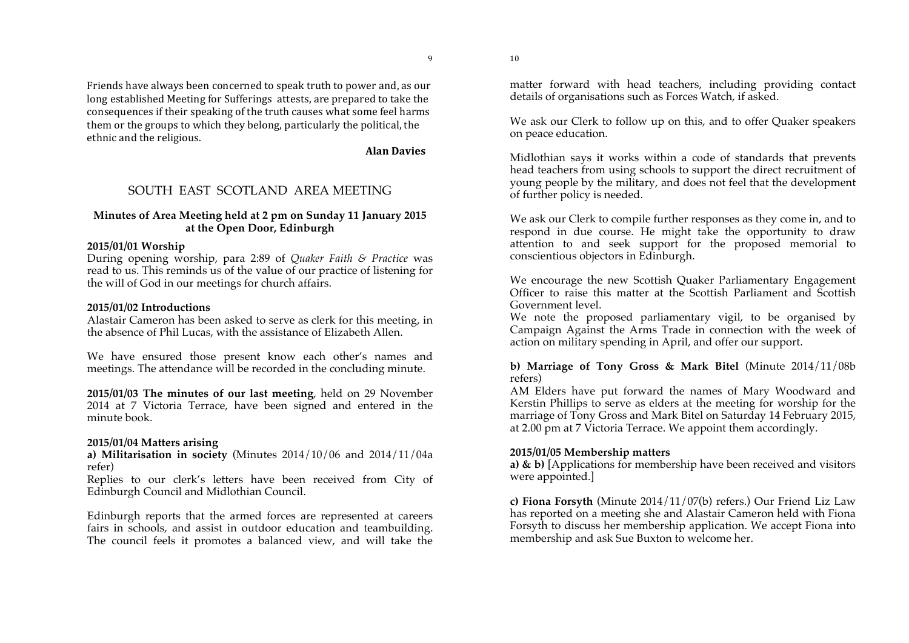Friends have always been concerned to speak truth to power and, as our long established Meeting for Sufferings attests, are prepared to take the consequences if their speaking of the truth causes what some feel harms them or the groups to which they belong, particularly the political, the ethnic and the religious.

**Alan Davies**

## SOUTH EAST SCOTLAND AREA MEETING

**Minutes of Area Meeting held at 2 pm on Sunday 11 January 2015 at the Open Door, Edinburgh**

**2015/01/01 Worship**
During opening worship, para 2:89 of *Quaker Faith & Practice* was read to us. This reminds us of the value of our practice of listening for the will of God in our meetings for church affairs.

**2015/01/02 Introductions**
Alastair Cameron has been asked to serve as clerk for this meeting, in the absence of Phil Lucas, with the assistance of Elizabeth Allen.

We have ensured those present know each other's names and meetings. The attendance will be recorded in the concluding minute.

**2015/01/03 The minutes of our last meeting**, held on 29 November 2014 at 7 Victoria Terrace, have been signed and entered in the minute book.

**2015/01/04 Matters arising**
**a) Militarisation in society** (Minutes 2014/10/06 and 2014/11/04a refer)
Replies to our clerk's letters have been received from City of Edinburgh Council and Midlothian Council.

Edinburgh reports that the armed forces are represented at careers fairs in schools, and assist in outdoor education and teambuilding. The council feels it promotes a balanced view, and will take the matter forward with head teachers, including providing contact details of organisations such as Forces Watch, if asked.

We ask our Clerk to follow up on this, and to offer Quaker speakers on peace education.

Midlothian says it works within a code of standards that prevents head teachers from using schools to support the direct recruitment of young people by the military, and does not feel that the development of further policy is needed.

We ask our Clerk to compile further responses as they come in, and to respond in due course. He might take the opportunity to draw attention to and seek support for the proposed memorial to conscientious objectors in Edinburgh.

We encourage the new Scottish Quaker Parliamentary Engagement Officer to raise this matter at the Scottish Parliament and Scottish Government level.
We note the proposed parliamentary vigil, to be organised by Campaign Against the Arms Trade in connection with the week of action on military spending in April, and offer our support.

**b) Marriage of Tony Gross & Mark Bitel** (Minute 2014/11/08b refers)
AM Elders have put forward the names of Mary Woodward and Kerstin Phillips to serve as elders at the meeting for worship for the marriage of Tony Gross and Mark Bitel on Saturday 14 February 2015, at 2.00 pm at 7 Victoria Terrace. We appoint them accordingly.

**2015/01/05 Membership matters**
**a) & b)** [Applications for membership have been received and visitors were appointed.]

**c) Fiona Forsyth** (Minute 2014/11/07(b) refers.) Our Friend Liz Law has reported on a meeting she and Alastair Cameron held with Fiona Forsyth to discuss her membership application. We accept Fiona into membership and ask Sue Buxton to welcome her.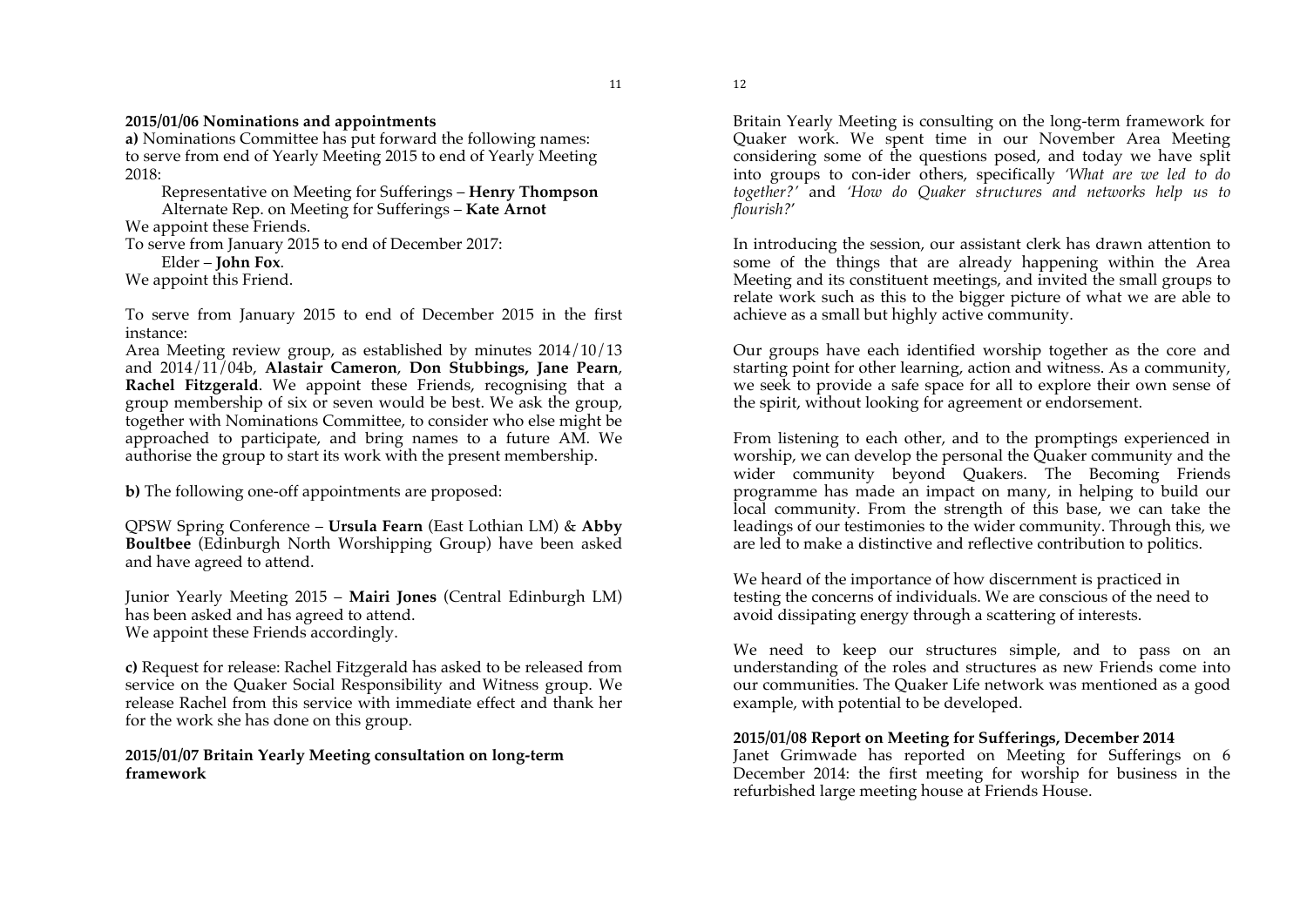**2015/01/06 Nominations and appointments**

**a)** Nominations Committee has put forward the following names: to serve from end of Yearly Meeting 2015 to end of Yearly Meeting 2018:

Representative on Meeting for Sufferings – **Henry Thompson**
Alternate Rep. on Meeting for Sufferings – **Kate Arnot**

We appoint these Friends.

To serve from January 2015 to end of December 2017:

Elder – **John Fox**.

We appoint this Friend.

To serve from January 2015 to end of December 2015 in the first instance:

Area Meeting review group, as established by minutes 2014/10/13 and 2014/11/04b, **Alastair Cameron**, **Don Stubbings, Jane Pearn**, **Rachel Fitzgerald**. We appoint these Friends, recognising that a group membership of six or seven would be best. We ask the group, together with Nominations Committee, to consider who else might be approached to participate, and bring names to a future AM. We authorise the group to start its work with the present membership.

**b)** The following one-off appointments are proposed:

QPSW Spring Conference – **Ursula Fearn** (East Lothian LM) & **Abby Boultbee** (Edinburgh North Worshipping Group) have been asked and have agreed to attend.

Junior Yearly Meeting 2015 – **Mairi Jones** (Central Edinburgh LM) has been asked and has agreed to attend.
We appoint these Friends accordingly.

**c)** Request for release: Rachel Fitzgerald has asked to be released from service on the Quaker Social Responsibility and Witness group. We release Rachel from this service with immediate effect and thank her for the work she has done on this group.

**2015/01/07 Britain Yearly Meeting consultation on long-term framework**

Britain Yearly Meeting is consulting on the long-term framework for Quaker work. We spent time in our November Area Meeting considering some of the questions posed, and today we have split into groups to con-ider others, specifically *'What are we led to do together?'* and *'How do Quaker structures and networks help us to flourish?'*

In introducing the session, our assistant clerk has drawn attention to some of the things that are already happening within the Area Meeting and its constituent meetings, and invited the small groups to relate work such as this to the bigger picture of what we are able to achieve as a small but highly active community.

Our groups have each identified worship together as the core and starting point for other learning, action and witness. As a community, we seek to provide a safe space for all to explore their own sense of the spirit, without looking for agreement or endorsement.

From listening to each other, and to the promptings experienced in worship, we can develop the personal the Quaker community and the wider community beyond Quakers. The Becoming Friends programme has made an impact on many, in helping to build our local community. From the strength of this base, we can take the leadings of our testimonies to the wider community. Through this, we are led to make a distinctive and reflective contribution to politics.

We heard of the importance of how discernment is practiced in testing the concerns of individuals. We are conscious of the need to avoid dissipating energy through a scattering of interests.

We need to keep our structures simple, and to pass on an understanding of the roles and structures as new Friends come into our communities. The Quaker Life network was mentioned as a good example, with potential to be developed.

**2015/01/08 Report on Meeting for Sufferings, December 2014**

Janet Grimwade has reported on Meeting for Sufferings on 6 December 2014: the first meeting for worship for business in the refurbished large meeting house at Friends House.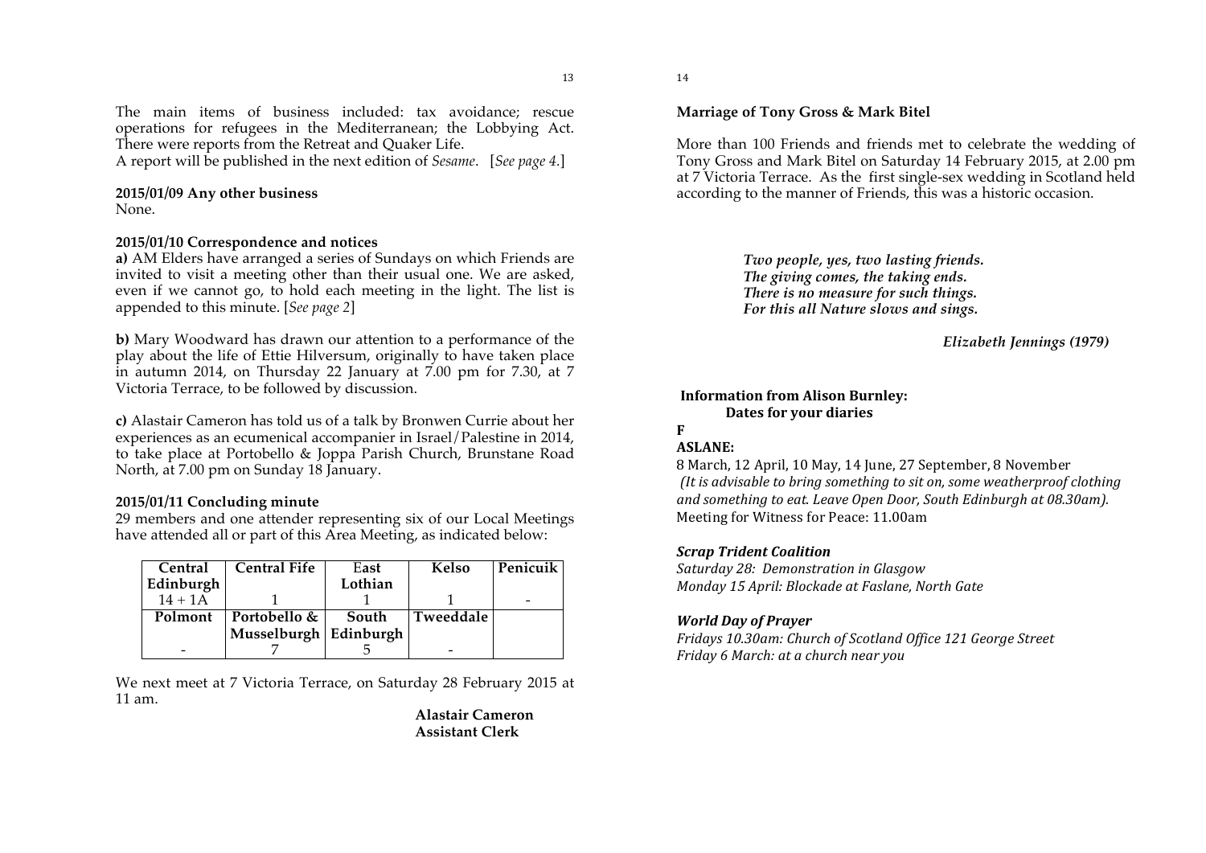The main items of business included: tax avoidance; rescue operations for refugees in the Mediterranean; the Lobbying Act. There were reports from the Retreat and Quaker Life.
A report will be published in the next edition of *Sesame*. [*See page 4.*]

**2015/01/09 Any other business**
None.

**2015/01/10 Correspondence and notices**
**a)** AM Elders have arranged a series of Sundays on which Friends are invited to visit a meeting other than their usual one. We are asked, even if we cannot go, to hold each meeting in the light. The list is appended to this minute. [*See page 2*]

**b)** Mary Woodward has drawn our attention to a performance of the play about the life of Ettie Hilversum, originally to have taken place in autumn 2014, on Thursday 22 January at 7.00 pm for 7.30, at 7 Victoria Terrace, to be followed by discussion.

**c)** Alastair Cameron has told us of a talk by Bronwen Currie about her experiences as an ecumenical accompanier in Israel/Palestine in 2014, to take place at Portobello & Joppa Parish Church, Brunstane Road North, at 7.00 pm on Sunday 18 January.

**2015/01/11 Concluding minute**
29 members and one attender representing six of our Local Meetings have attended all or part of this Area Meeting, as indicated below:

| Central Edinburgh | Central Fife | East Lothian | Kelso | Penicuik |
|---|---|---|---|---|
| 14 + 1A | 1 | 1 | 1 | - |
| **Polmont** | **Portobello & Musselburgh** | **South Edinburgh** | **Tweeddale** | |
| - | 7 | 5 | - | |

We next meet at 7 Victoria Terrace, on Saturday 28 February 2015 at 11 am.

**Alastair Cameron**
**Assistant Clerk**

**Marriage of Tony Gross & Mark Bitel**

More than 100 Friends and friends met to celebrate the wedding of Tony Gross and Mark Bitel on Saturday 14 February 2015, at 2.00 pm at 7 Victoria Terrace. As the first single-sex wedding in Scotland held according to the manner of Friends, this was a historic occasion.

> ***Two people, yes, two lasting friends.***
> ***The giving comes, the taking ends.***
> ***There is no measure for such things.***
> ***For this all Nature slows and sings.***
>
> ***Elizabeth Jennings (1979)***

**Information from Alison Burnley:**
**Dates for your diaries**

**F**

**ASLANE:**
8 March, 12 April, 10 May, 14 June, 27 September, 8 November
*(It is advisable to bring something to sit on, some weatherproof clothing and something to eat. Leave Open Door, South Edinburgh at 08.30am).*
Meeting for Witness for Peace: 11.00am

***Scrap Trident Coalition***
*Saturday 28: Demonstration in Glasgow*
*Monday 15 April: Blockade at Faslane, North Gate*

***World Day of Prayer***
*Fridays 10.30am: Church of Scotland Office 121 George Street*
*Friday 6 March: at a church near you*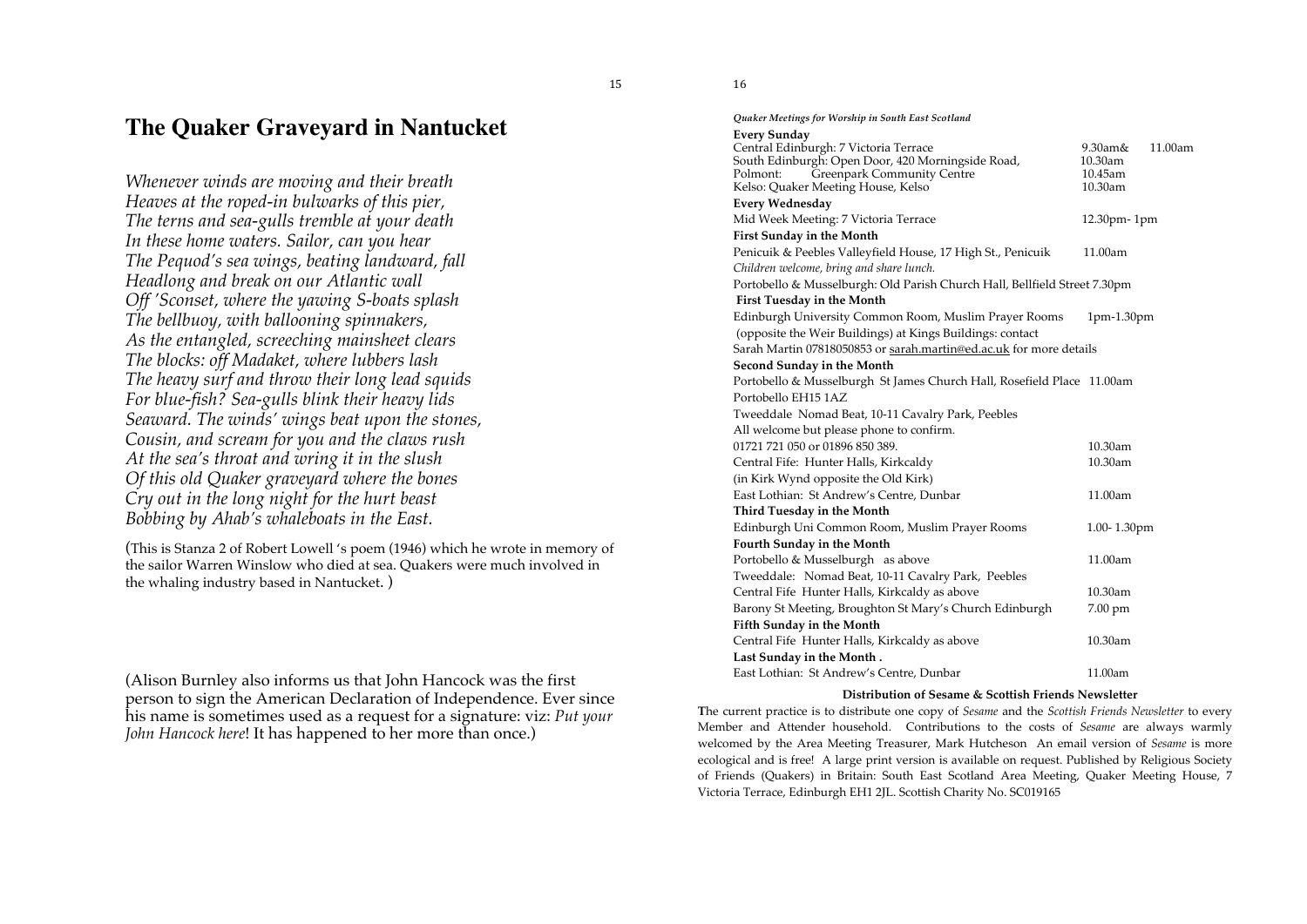# The Quaker Graveyard in Nantucket

*Whenever winds are moving and their breath*
*Heaves at the roped-in bulwarks of this pier,*
*The terns and sea-gulls tremble at your death*
*In these home waters. Sailor, can you hear*
*The Pequod's sea wings, beating landward, fall*
*Headlong and break on our Atlantic wall*
*Off 'Sconset, where the yawing S-boats splash*
*The bellbuoy, with ballooning spinnakers,*
*As the entangled, screeching mainsheet clears*
*The blocks: off Madaket, where lubbers lash*
*The heavy surf and throw their long lead squids*
*For blue-fish? Sea-gulls blink their heavy lids*
*Seaward. The winds' wings beat upon the stones,*
*Cousin, and scream for you and the claws rush*
*At the sea's throat and wring it in the slush*
*Of this old Quaker graveyard where the bones*
*Cry out in the long night for the hurt beast*
*Bobbing by Ahab's whaleboats in the East.*

(This is Stanza 2 of Robert Lowell 's poem (1946) which he wrote in memory of the sailor Warren Winslow who died at sea. Quakers were much involved in the whaling industry based in Nantucket. )

(Alison Burnley also informs us that John Hancock was the first person to sign the American Declaration of Independence. Ever since his name is sometimes used as a request for a signature: viz: *Put your John Hancock here*! It has happened to her more than once.)

***Quaker Meetings for Worship in South East Scotland***

**Every Sunday**

| | |
|---|---|
| Central Edinburgh: 7 Victoria Terrace | 9.30am& 11.00am |
| South Edinburgh: Open Door, 420 Morningside Road, | 10.30am |
| Polmont: Greenpark Community Centre | 10.45am |
| Kelso: Quaker Meeting House, Kelso | 10.30am |

**Every Wednesday**

Mid Week Meeting: 7 Victoria Terrace — 12.30pm- 1pm

**First Sunday in the Month**

Penicuik & Peebles Valleyfield House, 17 High St., Penicuik — 11.00am
*Children welcome, bring and share lunch.*

Portobello & Musselburgh: Old Parish Church Hall, Bellfield Street 7.30pm

**First Tuesday in the Month**

Edinburgh University Common Room, Muslim Prayer Rooms (opposite the Weir Buildings) at Kings Buildings: contact Sarah Martin 07818050853 or sarah.martin@ed.ac.uk for more details — 1pm-1.30pm

**Second Sunday in the Month**

Portobello & Musselburgh St James Church Hall, Rosefield Place Portobello EH15 1AZ — 11.00am

Tweeddale Nomad Beat, 10-11 Cavalry Park, Peebles
All welcome but please phone to confirm.
01721 721 050 or 01896 850 389. — 10.30am

Central Fife: Hunter Halls, Kirkcaldy (in Kirk Wynd opposite the Old Kirk) — 10.30am

East Lothian: St Andrew's Centre, Dunbar — 11.00am

**Third Tuesday in the Month**

Edinburgh Uni Common Room, Muslim Prayer Rooms — 1.00- 1.30pm

**Fourth Sunday in the Month**

Portobello & Musselburgh as above — 11.00am

Tweeddale: Nomad Beat, 10-11 Cavalry Park, Peebles

Central Fife Hunter Halls, Kirkcaldy as above — 10.30am

Barony St Meeting, Broughton St Mary's Church Edinburgh — 7.00 pm

**Fifth Sunday in the Month**

Central Fife Hunter Halls, Kirkcaldy as above — 10.30am

**Last Sunday in the Month .**

East Lothian: St Andrew's Centre, Dunbar — 11.00am

**Distribution of Sesame & Scottish Friends Newsletter**

The current practice is to distribute one copy of *Sesame* and the *Scottish Friends Newsletter* to every Member and Attender household. Contributions to the costs of *Sesame* are always warmly welcomed by the Area Meeting Treasurer, Mark Hutcheson An email version of *Sesame* is more ecological and is free! A large print version is available on request. Published by Religious Society of Friends (Quakers) in Britain: South East Scotland Area Meeting, Quaker Meeting House, 7 Victoria Terrace, Edinburgh EH1 2JL. Scottish Charity No. SC019165